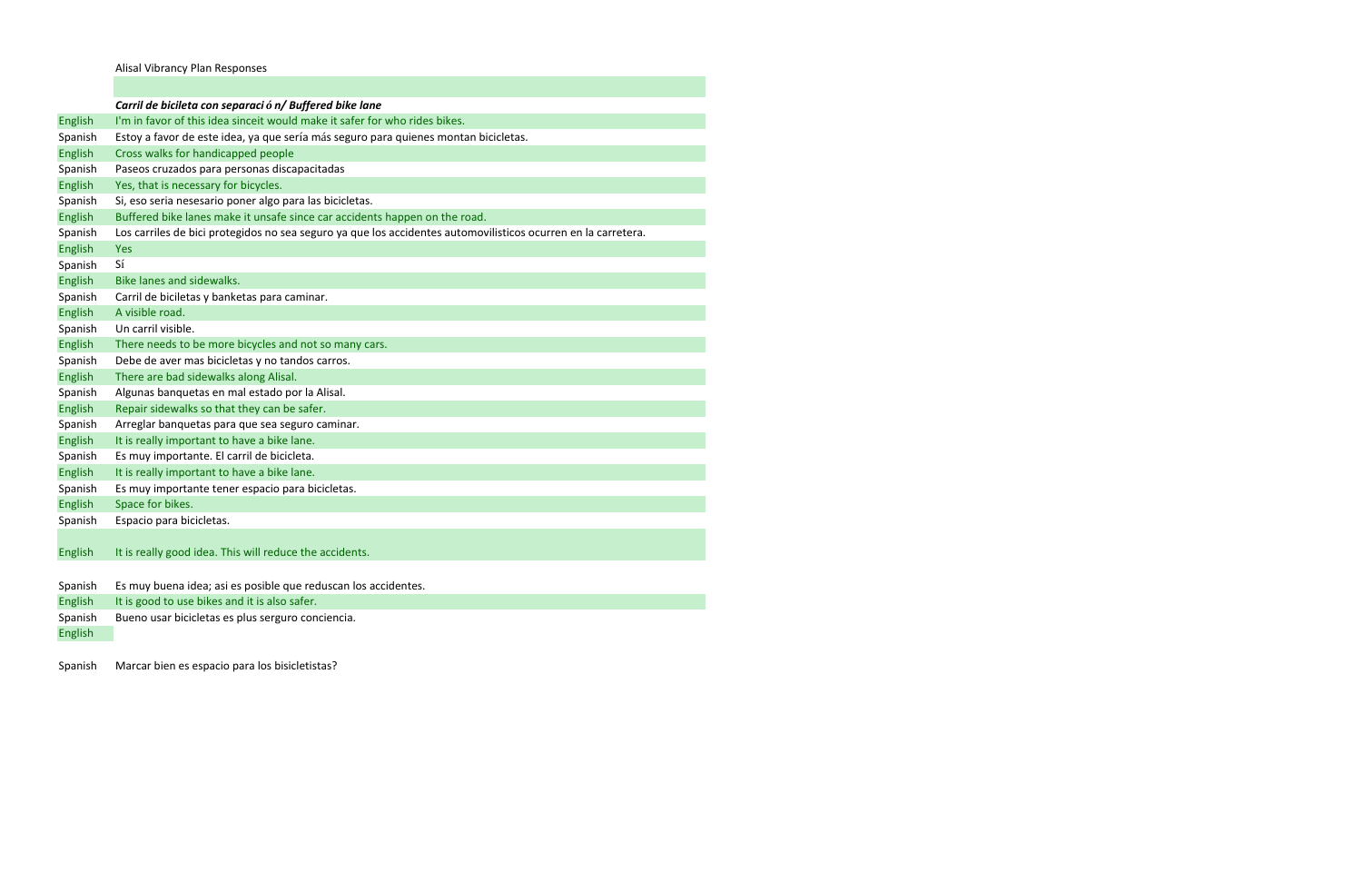Alisal Vibrancy Plan Responses

| | ***Carril de bicileta con separaci ó n/ Buffered bike lane*** |
|---|---|
| English | I'm in favor of this idea sinceit would make it safer for who rides bikes. |
| Spanish | Estoy a favor de este idea, ya que sería más seguro para quienes montan bicicletas. |
| English | Cross walks for handicapped people |
| Spanish | Paseos cruzados para personas discapacitadas |
| English | Yes, that is necessary for bicycles. |
| Spanish | Si, eso seria nesesario poner algo para las bicicletas. |
| English | Buffered bike lanes make it unsafe since car accidents happen on the road. |
| Spanish | Los carriles de bici protegidos no sea seguro ya que los accidentes automovilisticos ocurren en la carretera. |
| English | Yes |
| Spanish | Sí |
| English | Bike lanes and sidewalks. |
| Spanish | Carril de biciletas y banketas para caminar. |
| English | A visible road. |
| Spanish | Un carril visible. |
| English | There needs to be more bicycles and not so many cars. |
| Spanish | Debe de aver mas bicicletas y no tandos carros. |
| English | There are bad sidewalks along Alisal. |
| Spanish | Algunas banquetas en mal estado por la Alisal. |
| English | Repair sidewalks so that they can be safer. |
| Spanish | Arreglar banquetas para que sea seguro caminar. |
| English | It is really important to have a bike lane. |
| Spanish | Es muy importante. El carril de bicicleta. |
| English | It is really important to have a bike lane. |
| Spanish | Es muy importante tener espacio para bicicletas. |
| English | Space for bikes. |
| Spanish | Espacio para bicicletas. |
| English | It is really good idea. This will reduce the accidents. |
| Spanish | Es muy buena idea; asi es posible que reduscan los accidentes. |
| English | It is good to use bikes and it is also safer. |
| Spanish | Bueno usar bicicletas es plus serguro conciencia. |
| English | |
| Spanish | Marcar bien es espacio para los bisicletistas? |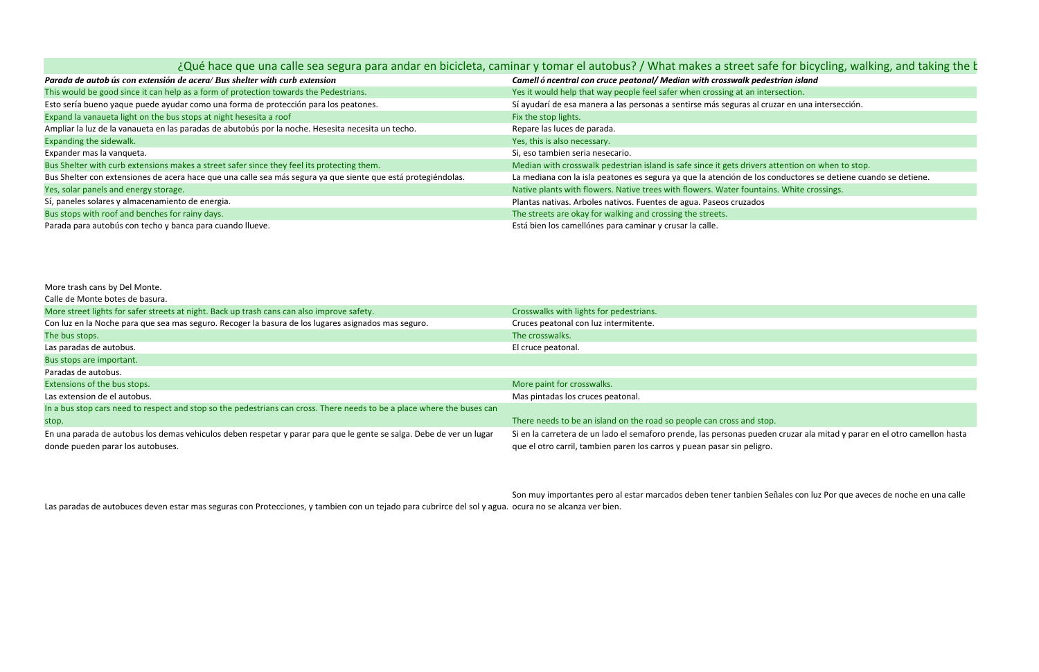## ¿Qué hace que una calle sea segura para andar en bicicleta, caminar y tomar el autobus? / What makes a street safe for bicycling, walking, and taking the b

| *Parada de autob ús con extensión de acera/ Bus shelter with curb extension* | *Camell ó ncentral con cruce peatonal/ Median with crosswalk pedestrian island* |
|---|---|
| This would be good since it can help as a form of protection towards the Pedestrians. | Yes it would help that way people feel safer when crossing at an intersection. |
| Esto sería bueno yaque puede ayudar como una forma de protección para los peatones. | Sí ayudarí de esa manera a las personas a sentirse más seguras al cruzar en una intersección. |
| Expand la vanaueta light on the bus stops at night hesesita a roof | Fix the stop lights. |
| Ampliar la luz de la vanaueta en las paradas de abutobús por la noche. Hesesita necesita un techo. | Repare las luces de parada. |
| Expanding the sidewalk. | Yes, this is also necessary. |
| Expander mas la vanqueta. | Si, eso tambien seria nesecario. |
| Bus Shelter with curb extensions makes a street safer since they feel its protecting them. | Median with crosswalk pedestrian island is safe since it gets drivers attention on when to stop. |
| Bus Shelter con extensiones de acera hace que una calle sea más segura ya que siente que está protegiéndolas. | La mediana con la isla peatones es segura ya que la atención de los conductores se detiene cuando se detiene. |
| Yes, solar panels and energy storage. | Native plants with flowers. Native trees with flowers. Water fountains. White crossings. |
| Sí, paneles solares y almacenamiento de energia. | Plantas nativas. Arboles nativos. Fuentes de agua. Paseos cruzados |
| Bus stops with roof and benches for rainy days. | The streets are okay for walking and crossing the streets. |
| Parada para autobús con techo y banca para cuando llueve. | Está bien los camellónes para caminar y crusar la calle. |
| | |
| More trash cans by Del Monte. | |
| Calle de Monte botes de basura. | |
| More street lights for safer streets at night. Back up trash cans can also improve safety. | Crosswalks with lights for pedestrians. |
| Con luz en la Noche para que sea mas seguro. Recoger la basura de los lugares asignados mas seguro. | Cruces peatonal con luz intermitente. |
| The bus stops. | The crosswalks. |
| Las paradas de autobus. | El cruce peatonal. |
| Bus stops are important. | |
| Paradas de autobus. | |
| Extensions of the bus stops. | More paint for crosswalks. |
| Las extension de el autobus. | Mas pintadas los cruces peatonal. |
| In a bus stop cars need to respect and stop so the pedestrians can cross. There needs to be a place where the buses can stop. | There needs to be an island on the road so people can cross and stop. |
| En una parada de autobus los demas vehiculos deben respetar y parar para que le gente se salga. Debe de ver un lugar donde pueden parar los autobuses. | Si en la carretera de un lado el semaforo prende, las personas pueden cruzar ala mitad y parar en el otro camellon hasta que el otro carril, tambien paren los carros y puean pasar sin peligro. |
| | |
| Las paradas de autobuces deven estar mas seguras con Protecciones, y tambien con un tejado para cubrirce del sol y agua. | Son muy importantes pero al estar marcados deben tener tanbien Señales con luz Por que aveces de noche en una calle ocura no se alcanza ver bien. |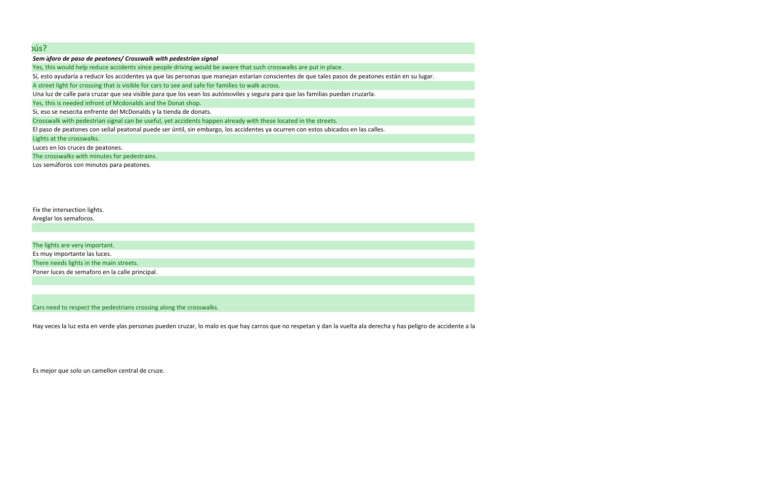ús?

***Sem áforo de paso de peatones/ Crosswalk with pedestrian signal***

Yes, this would help reduce accidents since people driving would be aware that such crosswalks are put in place.

Sí, esto ayudaría a reducir los accidentes ya que las personas que manejan estarían conscientes de que tales pasos de peatones están en su lugar.

A street light for crossing that is visible for cars to see and safe for families to walk across.

Una luz de calle para cruzar que sea visible para que los vean los autómoviles y segura para que las familias puedan cruzarla.

Yes, this is needed infront of Mcdonalds and the Donat shop.

Si, eso se nesecita enfrente del McDonalds y la tienda de donats.

Crosswalk with pedestrian signal can be useful, yet accidents happen already with these located in the streets.

El paso de peatones con señal peatonal puede ser úntil, sin embargo, los accidentes ya ocurren con estos ubicados en las calles.

Lights at the crosswalks.

Luces en los cruces de peatones.

The crosswalks with minutes for pedestrains.

Los semáforos con minutos para peatones.

Fix the intersection lights.

Areglar los semaforos.

The lights are very important.

Es muy importante las luces.

There needs lights in the main streets.

Poner luces de semaforo en la calle principal.

Cars need to respect the pedestrians crossing along the crosswalks.

Hay veces la luz esta en verde ylas personas pueden cruzar, lo malo es que hay carros que no respetan y dan la vuelta ala derecha y has peligro de accidente a la

Es mejor que solo un camellon central de cruze.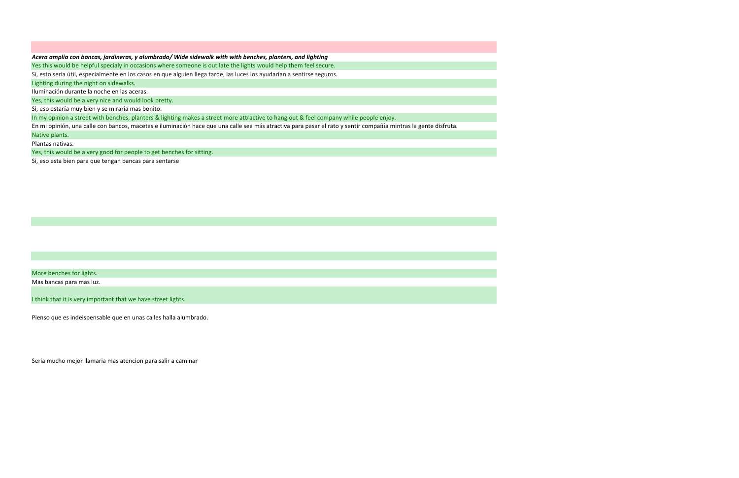***Acera amplia con bancas, jardineras, y alumbrado/ Wide sidewalk with with benches, planters, and lighting***

Yes this would be helpful specialy in occasions where someone is out late the lights would help them feel secure.

Sí, esto sería útil, especialmente en los casos en que alguien llega tarde, las luces los ayudarían a sentirse seguros.

Lighting during the night on sidewalks.

Iluminación durante la noche en las aceras.

Yes, this would be a very nice and would look pretty.

Si, eso estaría muy bien y se miraria mas bonito.

In my opinion a street with benches, planters & lighting makes a street more attractive to hang out & feel company while people enjoy.

En mi opinión, una calle con bancos, macetas e iluminación hace que una calle sea más atractiva para pasar el rato y sentir compañía mintras la gente disfruta.

Native plants.

Plantas nativas.

Yes, this would be a very good for people to get benches for sitting.

Si, eso esta bien para que tengan bancas para sentarse

More benches for lights.

Mas bancas para mas luz.

I think that it is very important that we have street lights.

Pienso que es indeispensable que en unas calles halla alumbrado.

Seria mucho mejor llamaria mas atencion para salir a caminar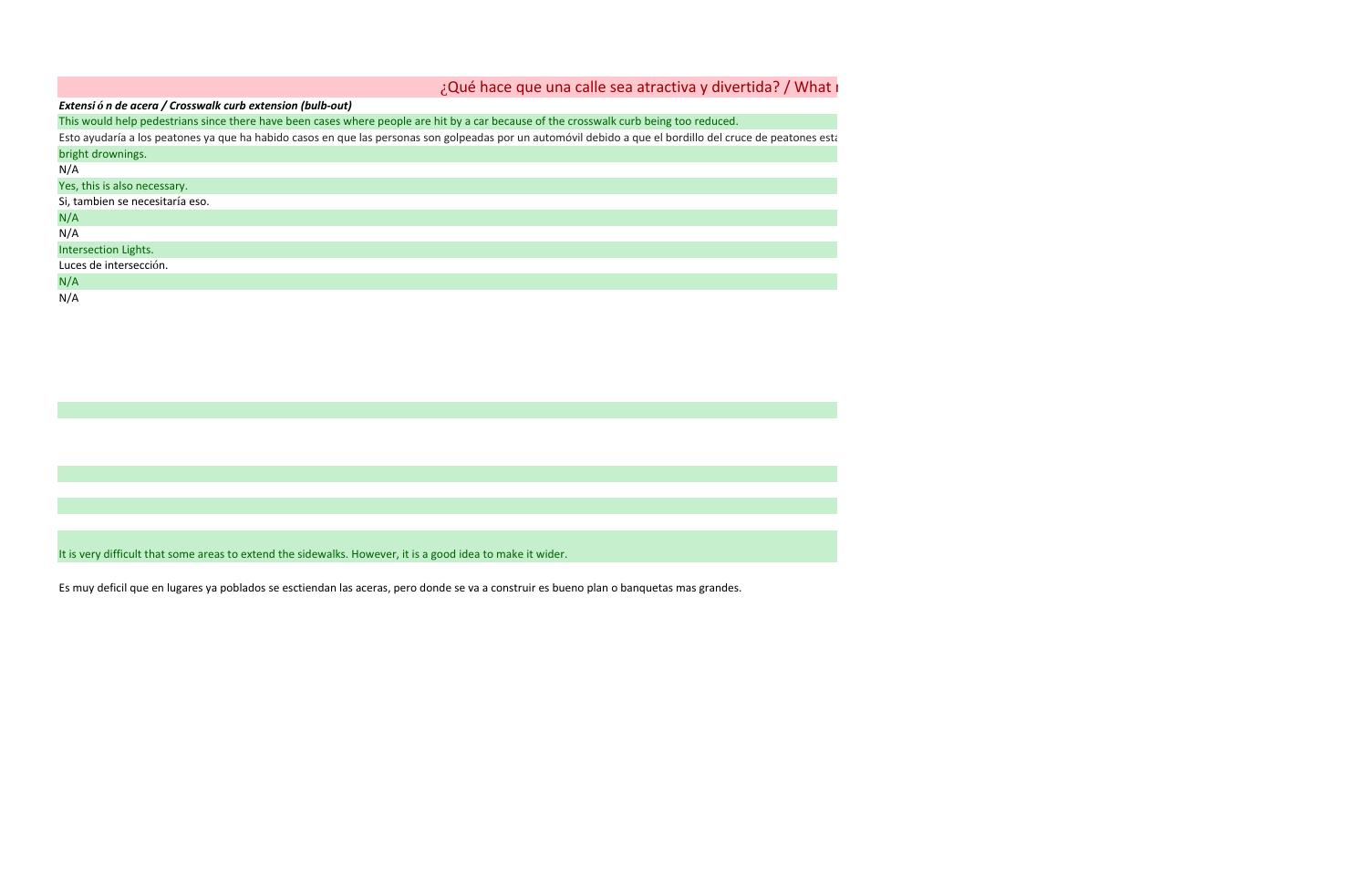¿Qué hace que una calle sea atractiva y divertida? / What

***Extensi ó n de acera / Crosswalk curb extension (bulb-out)***

This would help pedestrians since there have been cases where people are hit by a car because of the crosswalk curb being too reduced.

Esto ayudaría a los peatones ya que ha habido casos en que las personas son golpeadas por un automóvil debido a que el bordillo del cruce de peatones est

bright drownings.

N/A

Yes, this is also necessary.

Si, tambien se necesitaría eso.

N/A

N/A

Intersection Lights.

Luces de intersección.

N/A

N/A

It is very difficult that some areas to extend the sidewalks. However, it is a good idea to make it wider.

Es muy deficil que en lugares ya poblados se esctiendan las aceras, pero donde se va a construir es bueno plan o banquetas mas grandes.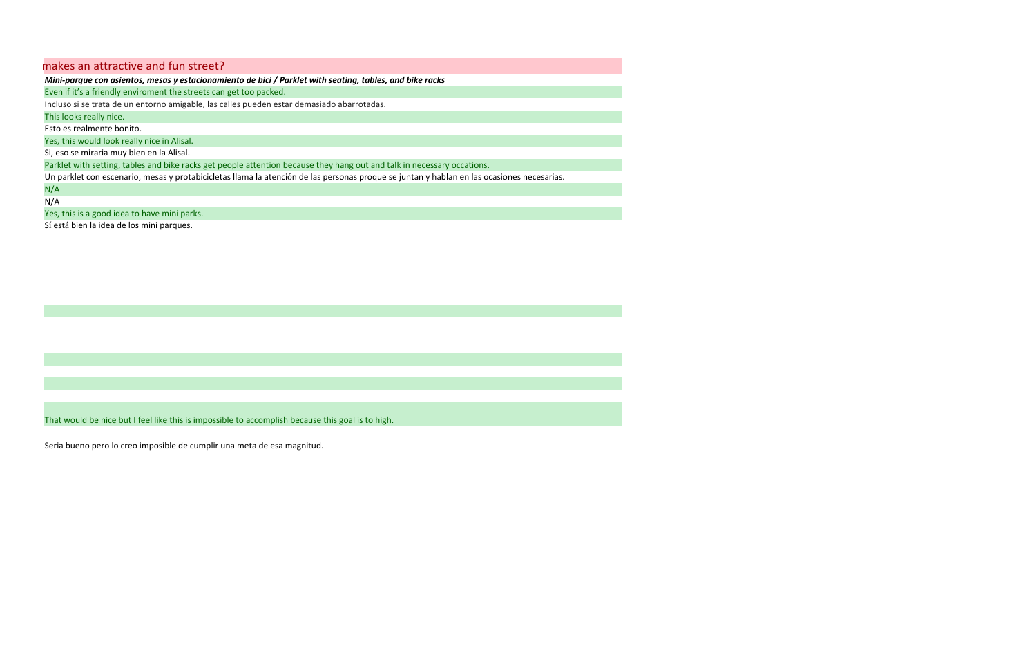## makes an attractive and fun street?

***Mini-parque con asientos, mesas y estacionamiento de bici / Parklet with seating, tables, and bike racks***

Even if it's a friendly enviroment the streets can get too packed.

Incluso si se trata de un entorno amigable, las calles pueden estar demasiado abarrotadas.

This looks really nice.

Esto es realmente bonito.

Yes, this would look really nice in Alisal.

Si, eso se miraria muy bien en la Alisal.

Parklet with setting, tables and bike racks get people attention because they hang out and talk in necessary occations.

Un parklet con escenario, mesas y protabicicletas llama la atención de las personas proque se juntan y hablan en las ocasiones necesarias.

N/A

N/A

Yes, this is a good idea to have mini parks.

Sí está bien la idea de los mini parques.

That would be nice but I feel like this is impossible to accomplish because this goal is to high.

Seria bueno pero lo creo imposible de cumplir una meta de esa magnitud.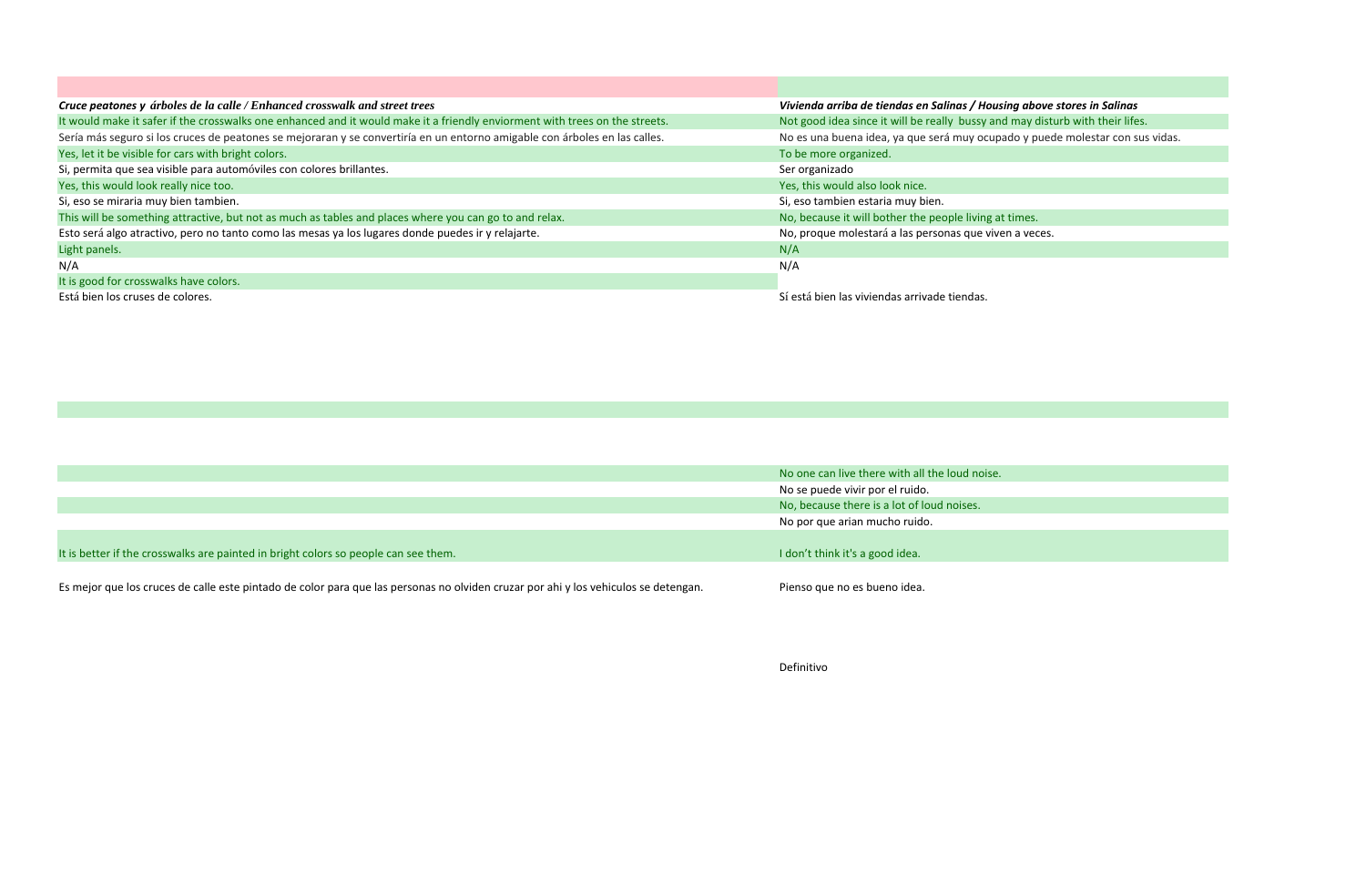| *Cruce peatones y árboles de la calle / Enhanced crosswalk and street trees* | *Vivienda arriba de tiendas en Salinas / Housing above stores in Salinas* |
|---|---|
| It would make it safer if the crosswalks one enhanced and it would make it a friendly enviorment with trees on the streets. | Not good idea since it will be really bussy and may disturb with their lifes. |
| Sería más seguro si los cruces de peatones se mejoraran y se convertiría en un entorno amigable con árboles en las calles. | No es una buena idea, ya que será muy ocupado y puede molestar con sus vidas. |
| Yes, let it be visible for cars with bright colors. | To be more organized. |
| Si, permita que sea visible para automóviles con colores brillantes. | Ser organizado |
| Yes, this would look really nice too. | Yes, this would also look nice. |
| Si, eso se miraria muy bien tambien. | Si, eso tambien estaria muy bien. |
| This will be something attractive, but not as much as tables and places where you can go to and relax. | No, because it will bother the people living at times. |
| Esto será algo atractivo, pero no tanto como las mesas ya los lugares donde puedes ir y relajarte. | No, proque molestará a las personas que viven a veces. |
| Light panels. | N/A |
| N/A | N/A |
| It is good for crosswalks have colors. | |
| Está bien los cruses de colores. | Sí está bien las viviendas arrivade tiendas. |
| | |
| | No one can live there with all the loud noise. |
| | No se puede vivir por el ruido. |
| | No, because there is a lot of loud noises. |
| | No por que arian mucho ruido. |
| It is better if the crosswalks are painted in bright colors so people can see them. | I don't think it's a good idea. |
| Es mejor que los cruces de calle este pintado de color para que las personas no olviden cruzar por ahi y los vehiculos se detengan. | Pienso que no es bueno idea. |
| | Definitivo |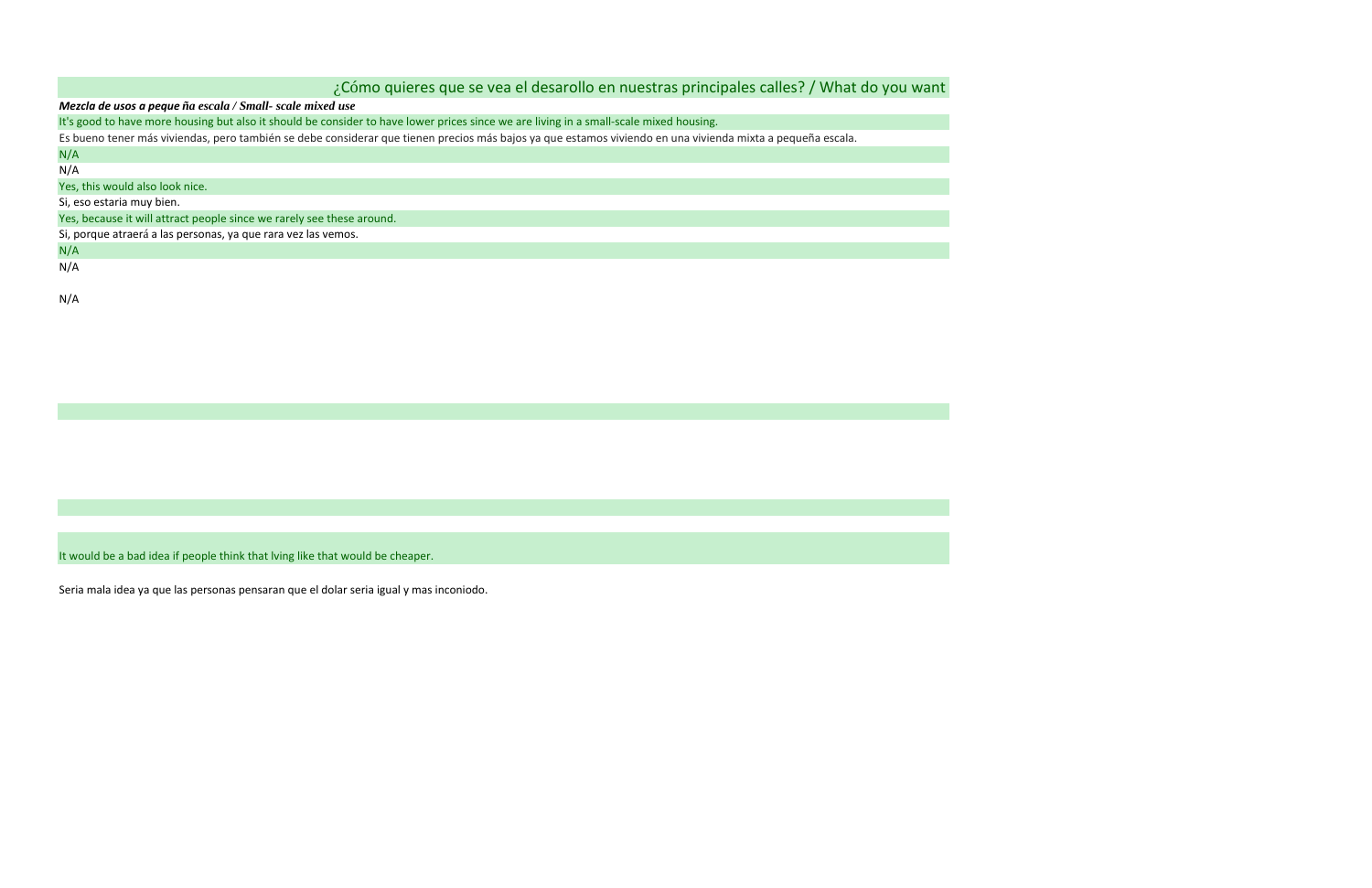## ¿Cómo quieres que se vea el desarollo en nuestras principales calles? / What do you want

***Mezcla de usos a peque ña escala / Small- scale mixed use***

It's good to have more housing but also it should be consider to have lower prices since we are living in a small-scale mixed housing.

Es bueno tener más viviendas, pero también se debe considerar que tienen precios más bajos ya que estamos viviendo en una vivienda mixta a pequeña escala.

N/A

N/A

Yes, this would also look nice.

Si, eso estaria muy bien.

Yes, because it will attract people since we rarely see these around.

Si, porque atraerá a las personas, ya que rara vez las vemos.

N/A

N/A

N/A

It would be a bad idea if people think that lving like that would be cheaper.

Seria mala idea ya que las personas pensaran que el dolar seria igual y mas inconiodo.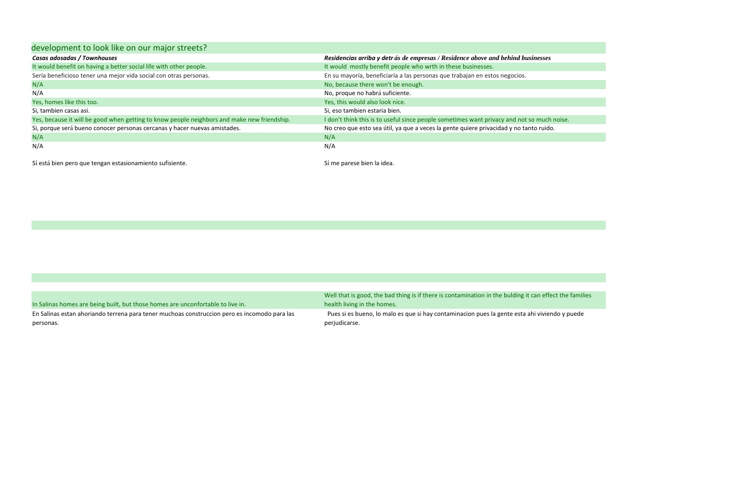## development to look like on our major streets?

| *Casas adosadas / Townhouses* | *Residencias arriba y detrás de empresas / Residence above and behind businesses* |
|---|---|
| It would benefit on having a better social life with other people. | It would  mostly benefit people who wrth in these businesses. |
| Sería beneficioso tener una mejor vida social con otras personas. | En su mayoría, beneficiaría a las personas que trabajan en estos negocios. |
| N/A | No, because there won't be enough. |
| N/A | No, proque no habrá suficiente. |
| Yes, homes like this too. | Yes, this would also look nice. |
| Si, tambien casas asi. | Si, eso tambien estaria bien. |
| Yes, because it will be good when getting to know people neighbors and make new friendship. | I don't think this is to useful since people sometimes want privacy and not so much noise. |
| Si, porque será bueno conocer personas cercanas y hacer nuevas amistades. | No creo que esto sea útil, ya que a veces la gente quiere privacidad y no tanto ruido. |
| N/A | N/A |
| N/A | N/A |
| Sí está bien pero que tengan estasionamiento sufisiente. | Sí me parese bien la idea. |
| | |
| | |
| In Salinas homes are being built, but those homes are unconfortable to live in. | Well that is good, the bad thing is if there is contamination in the bulding it can effect the families health living in the homes. |
| En Salinas estan ahoriando terrena para tener muchoas construccion pero es incomodo para las personas. | Pues si es bueno, lo malo es que si hay contaminacion pues la gente esta ahi viviendo y puede perjudicarse. |